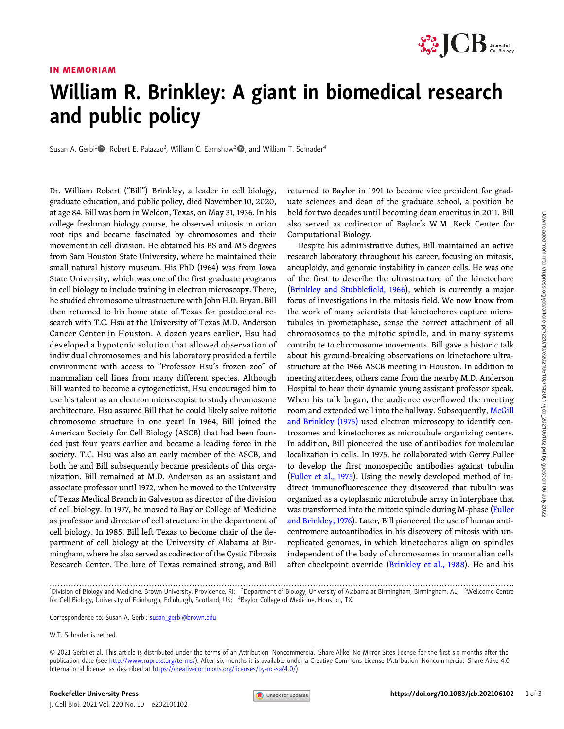IN MEMORIAM

# William R. Brinkley: A giant in biomedical research and public policy

Susan A. Gerbi[1], Robert E. Palazzo[2], William C. Earnshaw[3], and William T. Schrader[4]

Dr. William Robert ("Bill") Brinkley, a leader in cell biology, graduate education, and public policy, died November 10, 2020, at age 84. Bill was born in Weldon, Texas, on May 31, 1936. In his college freshman biology course, he observed mitosis in onion root tips and became fascinated by chromosomes and their movement in cell division. He obtained his BS and MS degrees from Sam Houston State University, where he maintained their small natural history museum. His PhD (1964) was from Iowa State University, which was one of the first graduate programs in cell biology to include training in electron microscopy. There, he studied chromosome ultrastructure with John H.D. Bryan. Bill then returned to his home state of Texas for postdoctoral research with T.C. Hsu at the University of Texas M.D. Anderson Cancer Center in Houston. A dozen years earlier, Hsu had developed a hypotonic solution that allowed observation of individual chromosomes, and his laboratory provided a fertile environment with access to "Professor Hsu's frozen zoo" of mammalian cell lines from many different species. Although Bill wanted to become a cytogeneticist, Hsu encouraged him to use his talent as an electron microscopist to study chromosome architecture. Hsu assured Bill that he could likely solve mitotic chromosome structure in one year! In 1964, Bill joined the American Society for Cell Biology (ASCB) that had been founded just four years earlier and became a leading force in the society. T.C. Hsu was also an early member of the ASCB, and both he and Bill subsequently became presidents of this organization. Bill remained at M.D. Anderson as an assistant and associate professor until 1972, when he moved to the University of Texas Medical Branch in Galveston as director of the division of cell biology. In 1977, he moved to Baylor College of Medicine as professor and director of cell structure in the department of cell biology. In 1985, Bill left Texas to become chair of the department of cell biology at the University of Alabama at Birmingham, where he also served as codirector of the Cystic Fibrosis Research Center. The lure of Texas remained strong, and Bill returned to Baylor in 1991 to become vice president for graduate sciences and dean of the graduate school, a position he held for two decades until becoming dean emeritus in 2011. Bill also served as codirector of Baylor's W.M. Keck Center for Computational Biology.

Despite his administrative duties, Bill maintained an active research laboratory throughout his career, focusing on mitosis, aneuploidy, and genomic instability in cancer cells. He was one of the first to describe the ultrastructure of the kinetochore (Brinkley and Stubblefield, 1966), which is currently a major focus of investigations in the mitosis field. We now know from the work of many scientists that kinetochores capture microtubules in prometaphase, sense the correct attachment of all chromosomes to the mitotic spindle, and in many systems contribute to chromosome movements. Bill gave a historic talk about his ground-breaking observations on kinetochore ultrastructure at the 1966 ASCB meeting in Houston. In addition to meeting attendees, others came from the nearby M.D. Anderson Hospital to hear their dynamic young assistant professor speak. When his talk began, the audience overflowed the meeting room and extended well into the hallway. Subsequently, McGill and Brinkley (1975) used electron microscopy to identify centrosomes and kinetochores as microtubule organizing centers. In addition, Bill pioneered the use of antibodies for molecular localization in cells. In 1975, he collaborated with Gerry Fuller to develop the first monospecific antibodies against tubulin (Fuller et al., 1975). Using the newly developed method of indirect immunofluorescence they discovered that tubulin was organized as a cytoplasmic microtubule array in interphase that was transformed into the mitotic spindle during M-phase (Fuller and Brinkley, 1976). Later, Bill pioneered the use of human anticentromere autoantibodies in his discovery of mitosis with unreplicated genomes, in which kinetochores align on spindles independent of the body of chromosomes in mammalian cells after checkpoint override (Brinkley et al., 1988). He and his

[1]Division of Biology and Medicine, Brown University, Providence, RI; [2]Department of Biology, University of Alabama at Birmingham, Birmingham, AL; [3]Wellcome Centre for Cell Biology, University of Edinburgh, Edinburgh, Scotland, UK; [4]Baylor College of Medicine, Houston, TX.

Correspondence to: Susan A. Gerbi: susan_gerbi@brown.edu

W.T. Schrader is retired.

© 2021 Gerbi et al. This article is distributed under the terms of an Attribution–Noncommercial–Share Alike–No Mirror Sites license for the first six months after the publication date (see http://www.rupress.org/terms/). After six months it is available under a Creative Commons License (Attribution–Noncommercial–Share Alike 4.0 International license, as described at https://creativecommons.org/licenses/by-nc-sa/4.0/).

Rockefeller University Press
https://doi.org/10.1083/jcb.202106102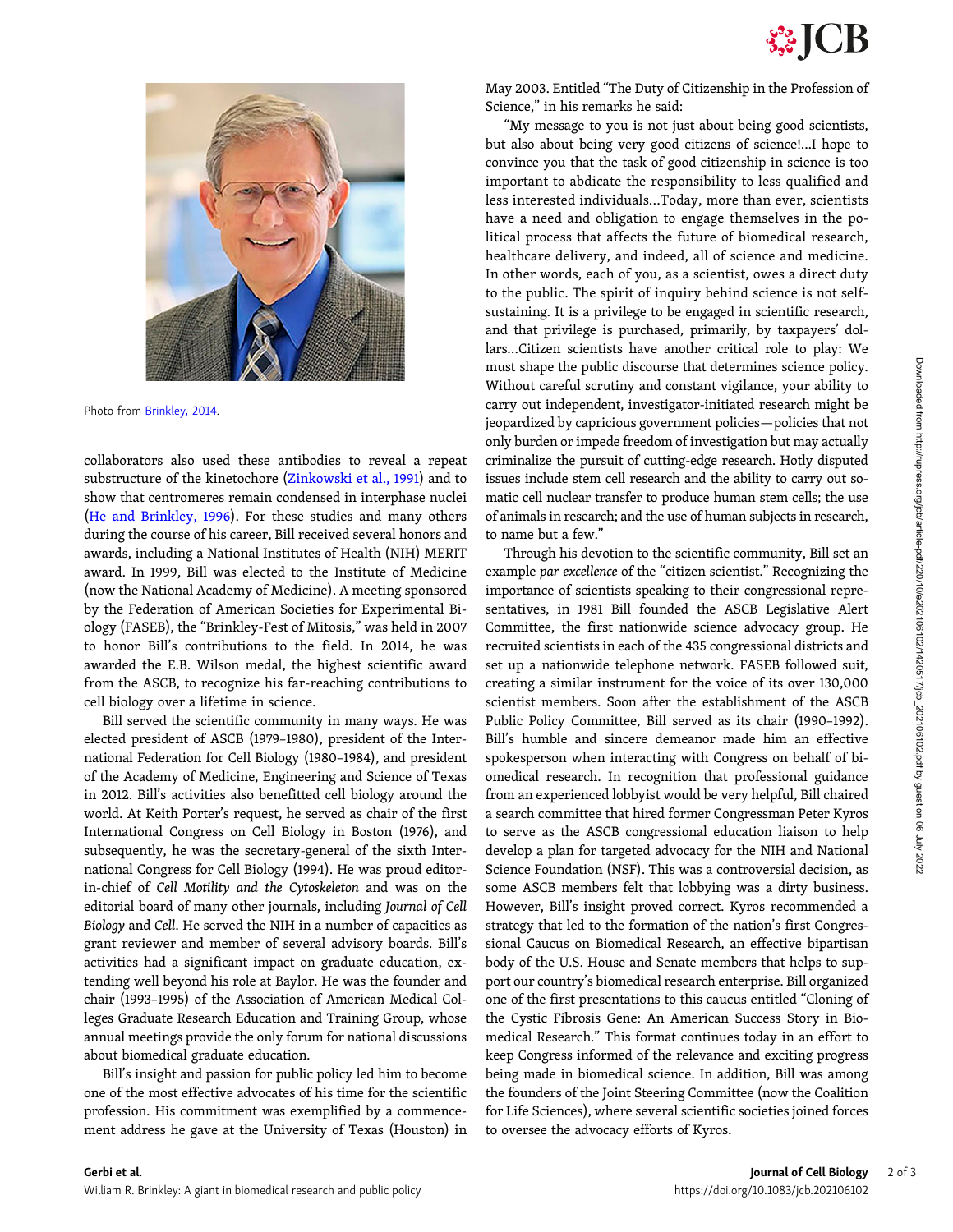Photo from Brinkley, 2014.

collaborators also used these antibodies to reveal a repeat substructure of the kinetochore (Zinkowski et al., 1991) and to show that centromeres remain condensed in interphase nuclei (He and Brinkley, 1996). For these studies and many others during the course of his career, Bill received several honors and awards, including a National Institutes of Health (NIH) MERIT award. In 1999, Bill was elected to the Institute of Medicine (now the National Academy of Medicine). A meeting sponsored by the Federation of American Societies for Experimental Biology (FASEB), the "Brinkley-Fest of Mitosis," was held in 2007 to honor Bill's contributions to the field. In 2014, he was awarded the E.B. Wilson medal, the highest scientific award from the ASCB, to recognize his far-reaching contributions to cell biology over a lifetime in science.

Bill served the scientific community in many ways. He was elected president of ASCB (1979–1980), president of the International Federation for Cell Biology (1980–1984), and president of the Academy of Medicine, Engineering and Science of Texas in 2012. Bill's activities also benefitted cell biology around the world. At Keith Porter's request, he served as chair of the first International Congress on Cell Biology in Boston (1976), and subsequently, he was the secretary-general of the sixth International Congress for Cell Biology (1994). He was proud editor-in-chief of *Cell Motility and the Cytoskeleton* and was on the editorial board of many other journals, including *Journal of Cell Biology* and *Cell*. He served the NIH in a number of capacities as grant reviewer and member of several advisory boards. Bill's activities had a significant impact on graduate education, extending well beyond his role at Baylor. He was the founder and chair (1993–1995) of the Association of American Medical Colleges Graduate Research Education and Training Group, whose annual meetings provide the only forum for national discussions about biomedical graduate education.

Bill's insight and passion for public policy led him to become one of the most effective advocates of his time for the scientific profession. His commitment was exemplified by a commencement address he gave at the University of Texas (Houston) in May 2003. Entitled "The Duty of Citizenship in the Profession of Science," in his remarks he said:

"My message to you is not just about being good scientists, but also about being very good citizens of science!...I hope to convince you that the task of good citizenship in science is too important to abdicate the responsibility to less qualified and less interested individuals...Today, more than ever, scientists have a need and obligation to engage themselves in the political process that affects the future of biomedical research, healthcare delivery, and indeed, all of science and medicine. In other words, each of you, as a scientist, owes a direct duty to the public. The spirit of inquiry behind science is not self-sustaining. It is a privilege to be engaged in scientific research, and that privilege is purchased, primarily, by taxpayers' dollars...Citizen scientists have another critical role to play: We must shape the public discourse that determines science policy. Without careful scrutiny and constant vigilance, your ability to carry out independent, investigator-initiated research might be jeopardized by capricious government policies—policies that not only burden or impede freedom of investigation but may actually criminalize the pursuit of cutting-edge research. Hotly disputed issues include stem cell research and the ability to carry out somatic cell nuclear transfer to produce human stem cells; the use of animals in research; and the use of human subjects in research, to name but a few."

Through his devotion to the scientific community, Bill set an example *par excellence* of the "citizen scientist." Recognizing the importance of scientists speaking to their congressional representatives, in 1981 Bill founded the ASCB Legislative Alert Committee, the first nationwide science advocacy group. He recruited scientists in each of the 435 congressional districts and set up a nationwide telephone network. FASEB followed suit, creating a similar instrument for the voice of its over 130,000 scientist members. Soon after the establishment of the ASCB Public Policy Committee, Bill served as its chair (1990–1992). Bill's humble and sincere demeanor made him an effective spokesperson when interacting with Congress on behalf of biomedical research. In recognition that professional guidance from an experienced lobbyist would be very helpful, Bill chaired a search committee that hired former Congressman Peter Kyros to serve as the ASCB congressional education liaison to help develop a plan for targeted advocacy for the NIH and National Science Foundation (NSF). This was a controversial decision, as some ASCB members felt that lobbying was a dirty business. However, Bill's insight proved correct. Kyros recommended a strategy that led to the formation of the nation's first Congressional Caucus on Biomedical Research, an effective bipartisan body of the U.S. House and Senate members that helps to support our country's biomedical research enterprise. Bill organized one of the first presentations to this caucus entitled "Cloning of the Cystic Fibrosis Gene: An American Success Story in Biomedical Research." This format continues today in an effort to keep Congress informed of the relevance and exciting progress being made in biomedical science. In addition, Bill was among the founders of the Joint Steering Committee (now the Coalition for Life Sciences), where several scientific societies joined forces to oversee the advocacy efforts of Kyros.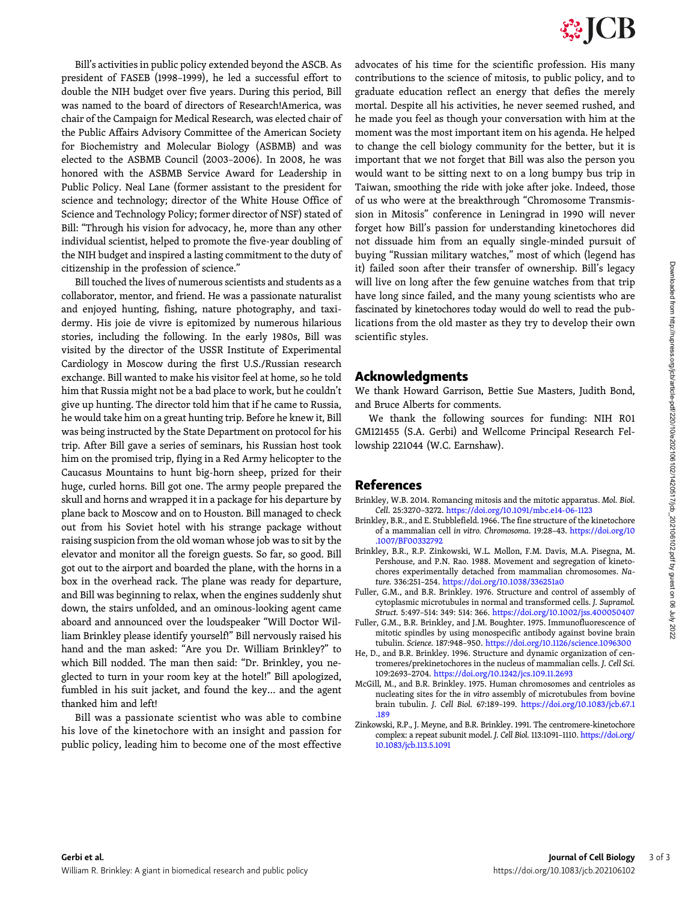Bill's activities in public policy extended beyond the ASCB. As president of FASEB (1998–1999), he led a successful effort to double the NIH budget over five years. During this period, Bill was named to the board of directors of Research!America, was chair of the Campaign for Medical Research, was elected chair of the Public Affairs Advisory Committee of the American Society for Biochemistry and Molecular Biology (ASBMB) and was elected to the ASBMB Council (2003–2006). In 2008, he was honored with the ASBMB Service Award for Leadership in Public Policy. Neal Lane (former assistant to the president for science and technology; director of the White House Office of Science and Technology Policy; former director of NSF) stated of Bill: "Through his vision for advocacy, he, more than any other individual scientist, helped to promote the five-year doubling of the NIH budget and inspired a lasting commitment to the duty of citizenship in the profession of science."

Bill touched the lives of numerous scientists and students as a collaborator, mentor, and friend. He was a passionate naturalist and enjoyed hunting, fishing, nature photography, and taxidermy. His joie de vivre is epitomized by numerous hilarious stories, including the following. In the early 1980s, Bill was visited by the director of the USSR Institute of Experimental Cardiology in Moscow during the first U.S./Russian research exchange. Bill wanted to make his visitor feel at home, so he told him that Russia might not be a bad place to work, but he couldn't give up hunting. The director told him that if he came to Russia, he would take him on a great hunting trip. Before he knew it, Bill was being instructed by the State Department on protocol for his trip. After Bill gave a series of seminars, his Russian host took him on the promised trip, flying in a Red Army helicopter to the Caucasus Mountains to hunt big-horn sheep, prized for their huge, curled horns. Bill got one. The army people prepared the skull and horns and wrapped it in a package for his departure by plane back to Moscow and on to Houston. Bill managed to check out from his Soviet hotel with his strange package without raising suspicion from the old woman whose job was to sit by the elevator and monitor all the foreign guests. So far, so good. Bill got out to the airport and boarded the plane, with the horns in a box in the overhead rack. The plane was ready for departure, and Bill was beginning to relax, when the engines suddenly shut down, the stairs unfolded, and an ominous-looking agent came aboard and announced over the loudspeaker "Will Doctor William Brinkley please identify yourself!" Bill nervously raised his hand and the man asked: "Are you Dr. William Brinkley?" to which Bill nodded. The man then said: "Dr. Brinkley, you neglected to turn in your room key at the hotel!" Bill apologized, fumbled in his suit jacket, and found the key… and the agent thanked him and left!

Bill was a passionate scientist who was able to combine his love of the kinetochore with an insight and passion for public policy, leading him to become one of the most effective advocates of his time for the scientific profession. His many contributions to the science of mitosis, to public policy, and to graduate education reflect an energy that defies the merely mortal. Despite all his activities, he never seemed rushed, and he made you feel as though your conversation with him at the moment was the most important item on his agenda. He helped to change the cell biology community for the better, but it is important that we not forget that Bill was also the person you would want to be sitting next to on a long bumpy bus trip in Taiwan, smoothing the ride with joke after joke. Indeed, those of us who were at the breakthrough "Chromosome Transmission in Mitosis" conference in Leningrad in 1990 will never forget how Bill's passion for understanding kinetochores did not dissuade him from an equally single-minded pursuit of buying "Russian military watches," most of which (legend has it) failed soon after their transfer of ownership. Bill's legacy will live on long after the few genuine watches from that trip have long since failed, and the many young scientists who are fascinated by kinetochores today would do well to read the publications from the old master as they try to develop their own scientific styles.

## Acknowledgments

We thank Howard Garrison, Bettie Sue Masters, Judith Bond, and Bruce Alberts for comments.

We thank the following sources for funding: NIH R01 GM121455 (S.A. Gerbi) and Wellcome Principal Research Fellowship 221044 (W.C. Earnshaw).

## References

Brinkley, W.B. 2014. Romancing mitosis and the mitotic apparatus. *Mol. Biol. Cell.* 25:3270–3272. https://doi.org/10.1091/mbc.e14-06-1123

Brinkley, B.R., and E. Stubblefield. 1966. The fine structure of the kinetochore of a mammalian cell *in vitro*. *Chromosoma.* 19:28–43. https://doi.org/10.1007/BF00332792

Brinkley, B.R., R.P. Zinkowski, W.L. Mollon, F.M. Davis, M.A. Pisegna, M. Pershouse, and P.N. Rao. 1988. Movement and segregation of kinetochores experimentally detached from mammalian chromosomes. *Nature.* 336:251–254. https://doi.org/10.1038/336251a0

Fuller, G.M., and B.R. Brinkley. 1976. Structure and control of assembly of cytoplasmic microtubules in normal and transformed cells. *J. Supramol. Struct.* 5:497–514: 349: 514: 366. https://doi.org/10.1002/jss.400050407

Fuller, G.M., B.R. Brinkley, and J.M. Boughter. 1975. Immunofluorescence of mitotic spindles by using monospecific antibody against bovine brain tubulin. *Science.* 187:948–950. https://doi.org/10.1126/science.1096300

He, D., and B.R. Brinkley. 1996. Structure and dynamic organization of centromeres/prekinetochores in the nucleus of mammalian cells. *J. Cell Sci.* 109:2693–2704. https://doi.org/10.1242/jcs.109.11.2693

McGill, M., and B.R. Brinkley. 1975. Human chromosomes and centrioles as nucleating sites for the *in vitro* assembly of microtubules from bovine brain tubulin. *J. Cell Biol.* 67:189–199. https://doi.org/10.1083/jcb.67.1.189

Zinkowski, R.P., J. Meyne, and B.R. Brinkley. 1991. The centromere-kinetochore complex: a repeat subunit model. *J. Cell Biol.* 113:1091–1110. https://doi.org/10.1083/jcb.113.5.1091